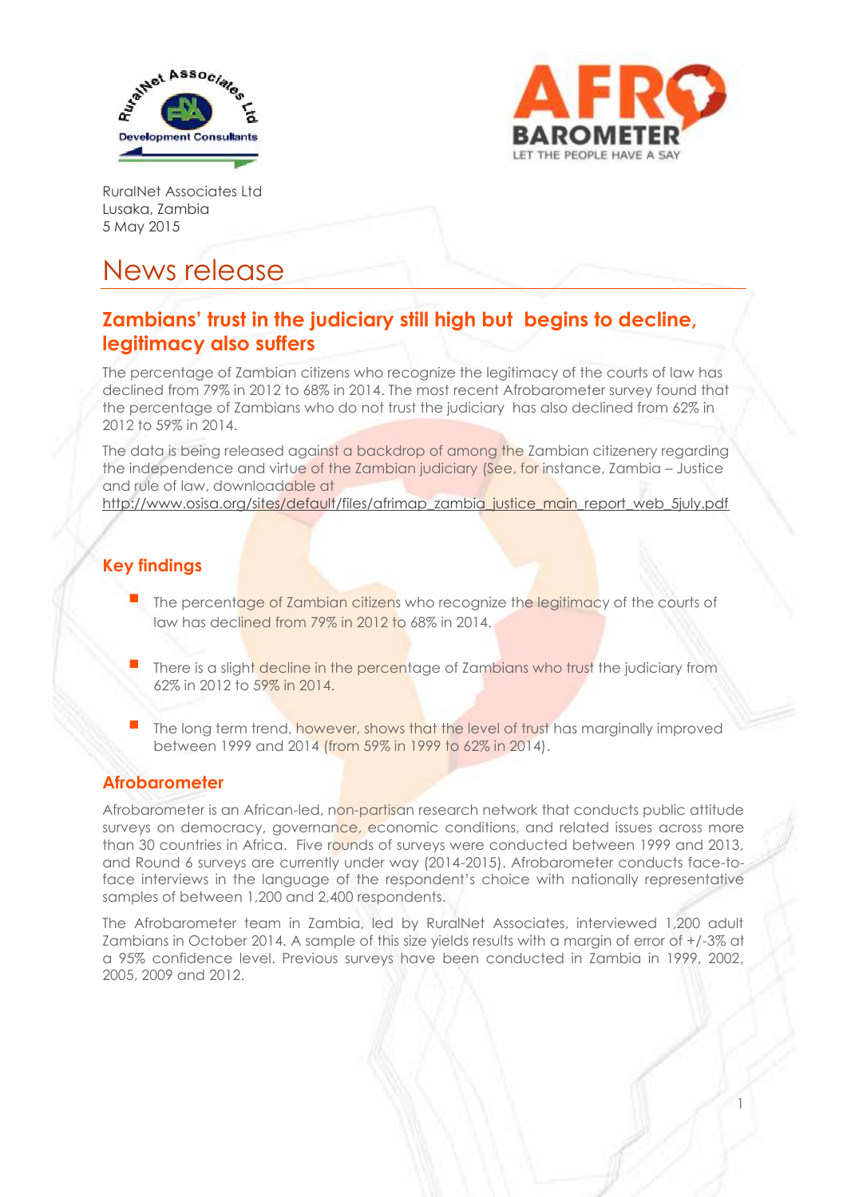RuralNet Associates Ltd
Lusaka, Zambia
5 May 2015

# News release

## Zambians' trust in the judiciary still high but begins to decline, legitimacy also suffers

The percentage of Zambian citizens who recognize the legitimacy of the courts of law has declined from 79% in 2012 to 68% in 2014. The most recent Afrobarometer survey found that the percentage of Zambians who do not trust the judiciary has also declined from 62% in 2012 to 59% in 2014.

The data is being released against a backdrop of among the Zambian citizenery regarding the independence and virtue of the Zambian judiciary (See, for instance, Zambia – Justice and rule of law, downloadable at http://www.osisa.org/sites/default/files/afrimap_zambia_justice_main_report_web_5july.pdf

### Key findings

- The percentage of Zambian citizens who recognize the legitimacy of the courts of law has declined from 79% in 2012 to 68% in 2014.
- There is a slight decline in the percentage of Zambians who trust the judiciary from 62% in 2012 to 59% in 2014.
- The long term trend, however, shows that the level of trust has marginally improved between 1999 and 2014 (from 59% in 1999 to 62% in 2014).

### Afrobarometer

Afrobarometer is an African-led, non-partisan research network that conducts public attitude surveys on democracy, governance, economic conditions, and related issues across more than 30 countries in Africa. Five rounds of surveys were conducted between 1999 and 2013, and Round 6 surveys are currently under way (2014-2015). Afrobarometer conducts face-to-face interviews in the language of the respondent's choice with nationally representative samples of between 1,200 and 2,400 respondents.

The Afrobarometer team in Zambia, led by RuralNet Associates, interviewed 1,200 adult Zambians in October 2014. A sample of this size yields results with a margin of error of +/-3% at a 95% confidence level. Previous surveys have been conducted in Zambia in 1999, 2002, 2005, 2009 and 2012.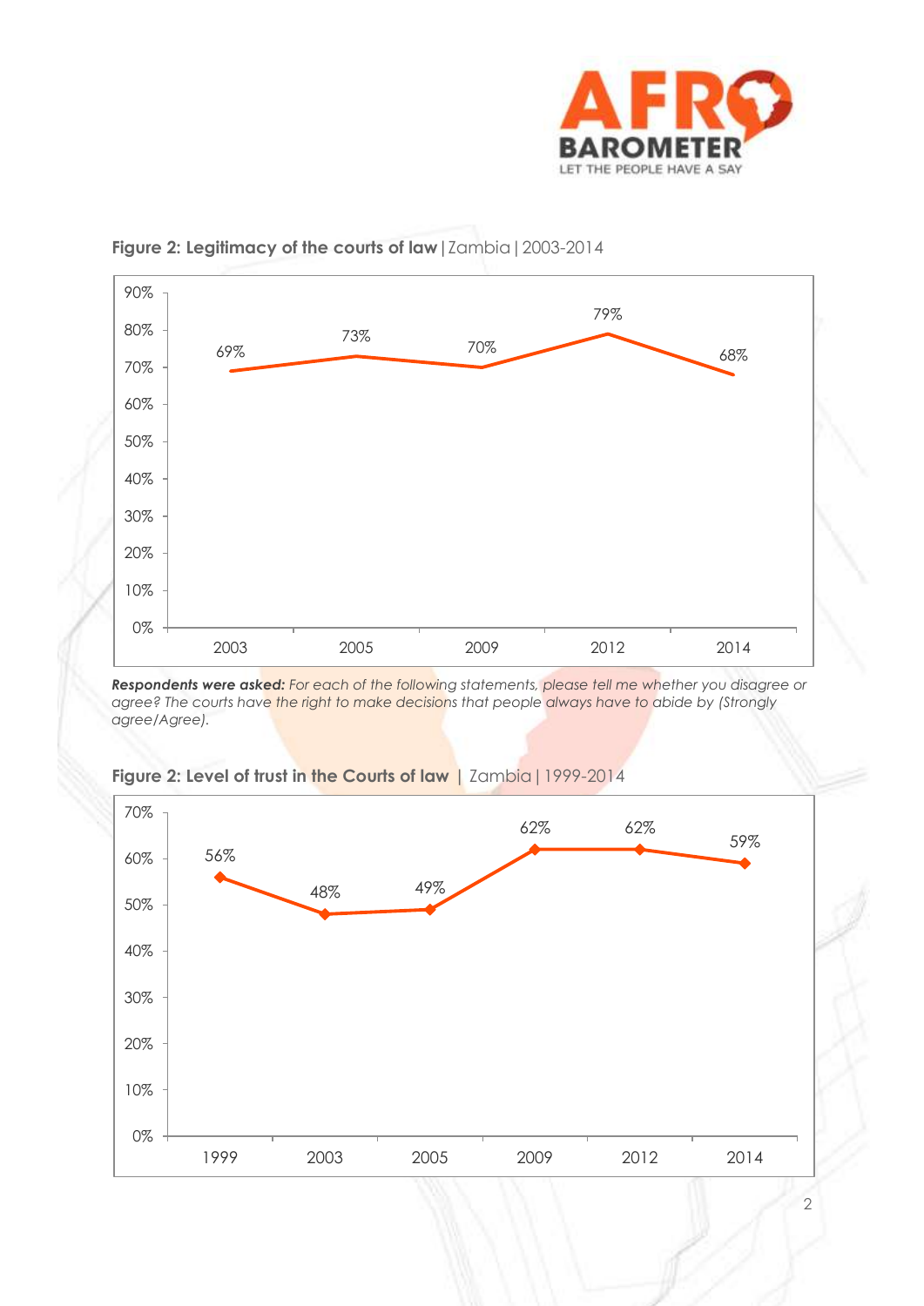**Figure 2: Legitimacy of the courts of law** | Zambia | 2003-2014

| Year | Percentage |
|---|---|
| 2003 | 69% |
| 2005 | 73% |
| 2009 | 70% |
| 2012 | 79% |
| 2014 | 68% |

***Respondents were asked:*** *For each of the following statements, please tell me whether you disagree or agree? The courts have the right to make decisions that people always have to abide by (Strongly agree/Agree).*

**Figure 2: Level of trust in the Courts of law** | Zambia | 1999-2014

| Year | Percentage |
|---|---|
| 1999 | 56% |
| 2003 | 48% |
| 2005 | 49% |
| 2009 | 62% |
| 2012 | 62% |
| 2014 | 59% |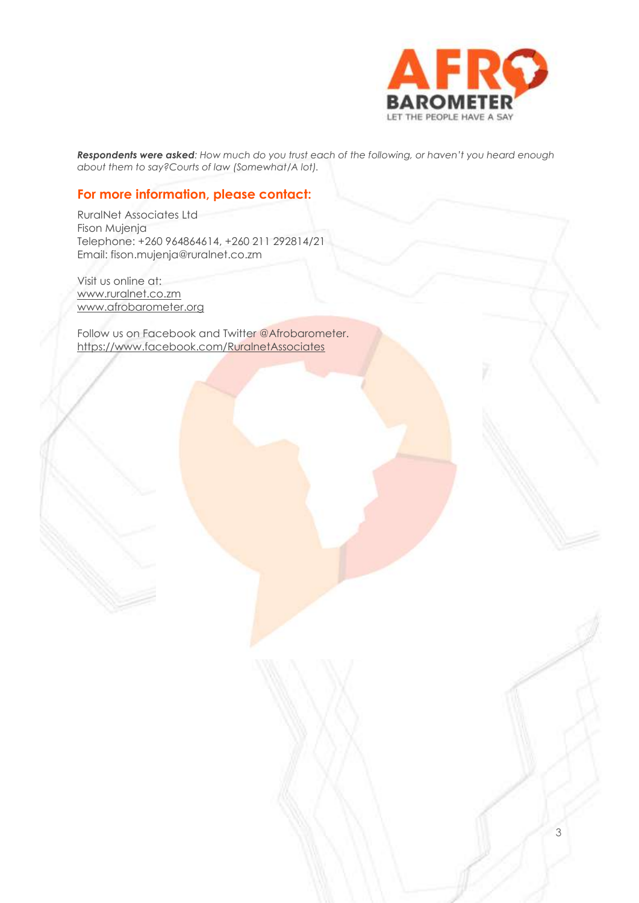***Respondents were asked**: How much do you trust each of the following, or haven't you heard enough about them to say?Courts of law (Somewhat/A lot).*

## For more information, please contact:

RuralNet Associates Ltd
Fison Mujenja
Telephone: +260 964864614, +260 211 292814/21
Email: fison.mujenja@ruralnet.co.zm

Visit us online at:
www.ruralnet.co.zm
www.afrobarometer.org

Follow us on Facebook and Twitter @Afrobarometer.
https://www.facebook.com/RuralnetAssociates